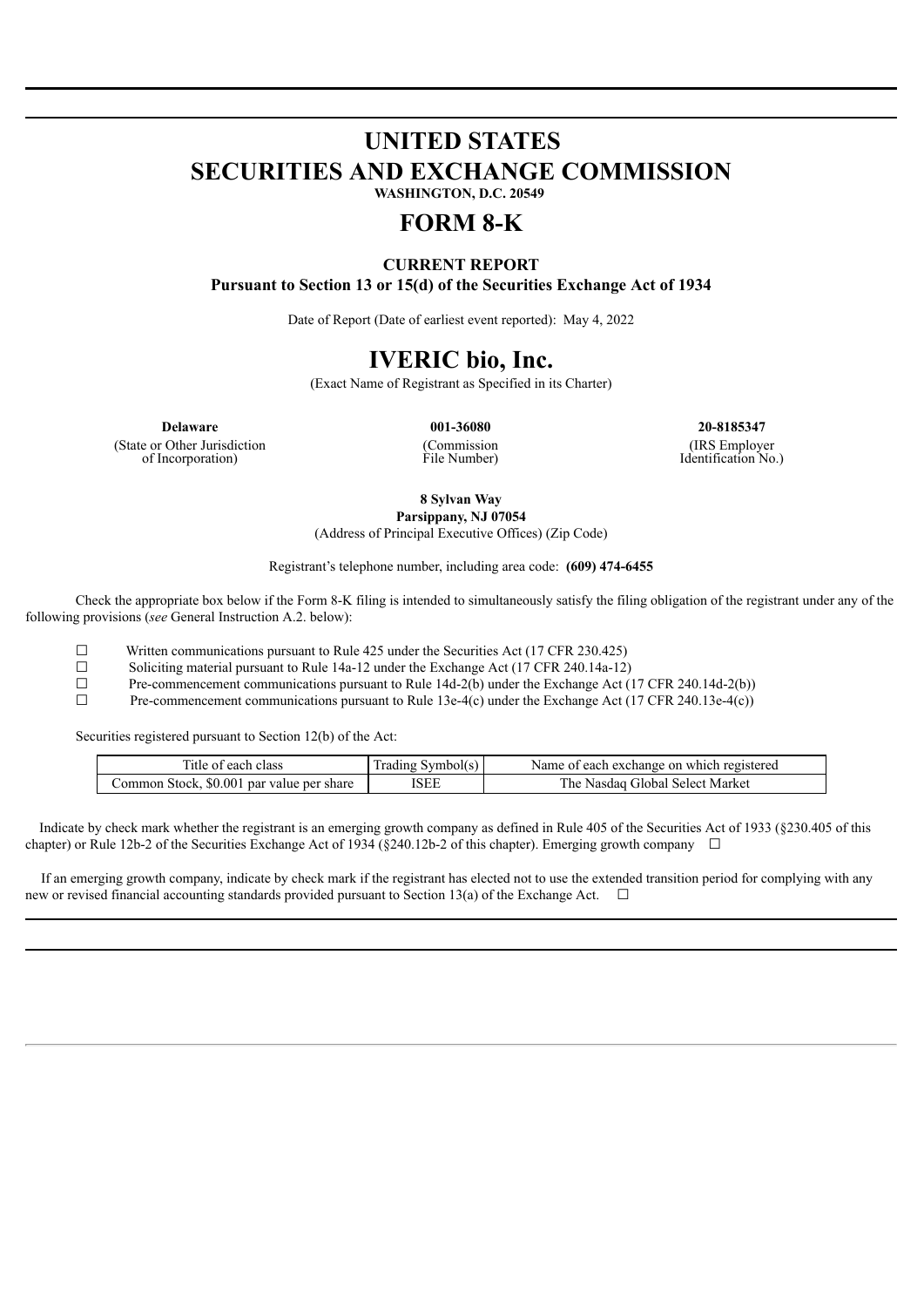# UNITED STATES
# SECURITIES AND EXCHANGE COMMISSION

**WASHINGTON, D.C. 20549**

# FORM 8-K

**CURRENT REPORT**

**Pursuant to Section 13 or 15(d) of the Securities Exchange Act of 1934**

Date of Report (Date of earliest event reported): May 4, 2022

# IVERIC bio, Inc.

(Exact Name of Registrant as Specified in its Charter)

| **Delaware** | **001-36080** | **20-8185347** |
|---|---|---|
| (State or Other Jurisdiction of Incorporation) | (Commission File Number) | (IRS Employer Identification No.) |

**8 Sylvan Way**
**Parsippany, NJ 07054**
(Address of Principal Executive Offices) (Zip Code)

Registrant's telephone number, including area code: **(609) 474-6455**

Check the appropriate box below if the Form 8-K filing is intended to simultaneously satisfy the filing obligation of the registrant under any of the following provisions (*see* General Instruction A.2. below):

☐ Written communications pursuant to Rule 425 under the Securities Act (17 CFR 230.425)
☐ Soliciting material pursuant to Rule 14a-12 under the Exchange Act (17 CFR 240.14a-12)
☐ Pre-commencement communications pursuant to Rule 14d-2(b) under the Exchange Act (17 CFR 240.14d-2(b))
☐ Pre-commencement communications pursuant to Rule 13e-4(c) under the Exchange Act (17 CFR 240.13e-4(c))

Securities registered pursuant to Section 12(b) of the Act:

| Title of each class | Trading Symbol(s) | Name of each exchange on which registered |
|---|---|---|
| Common Stock, $0.001 par value per share | ISEE | The Nasdaq Global Select Market |

Indicate by check mark whether the registrant is an emerging growth company as defined in Rule 405 of the Securities Act of 1933 (§230.405 of this chapter) or Rule 12b-2 of the Securities Exchange Act of 1934 (§240.12b-2 of this chapter). Emerging growth company ☐

If an emerging growth company, indicate by check mark if the registrant has elected not to use the extended transition period for complying with any new or revised financial accounting standards provided pursuant to Section 13(a) of the Exchange Act. ☐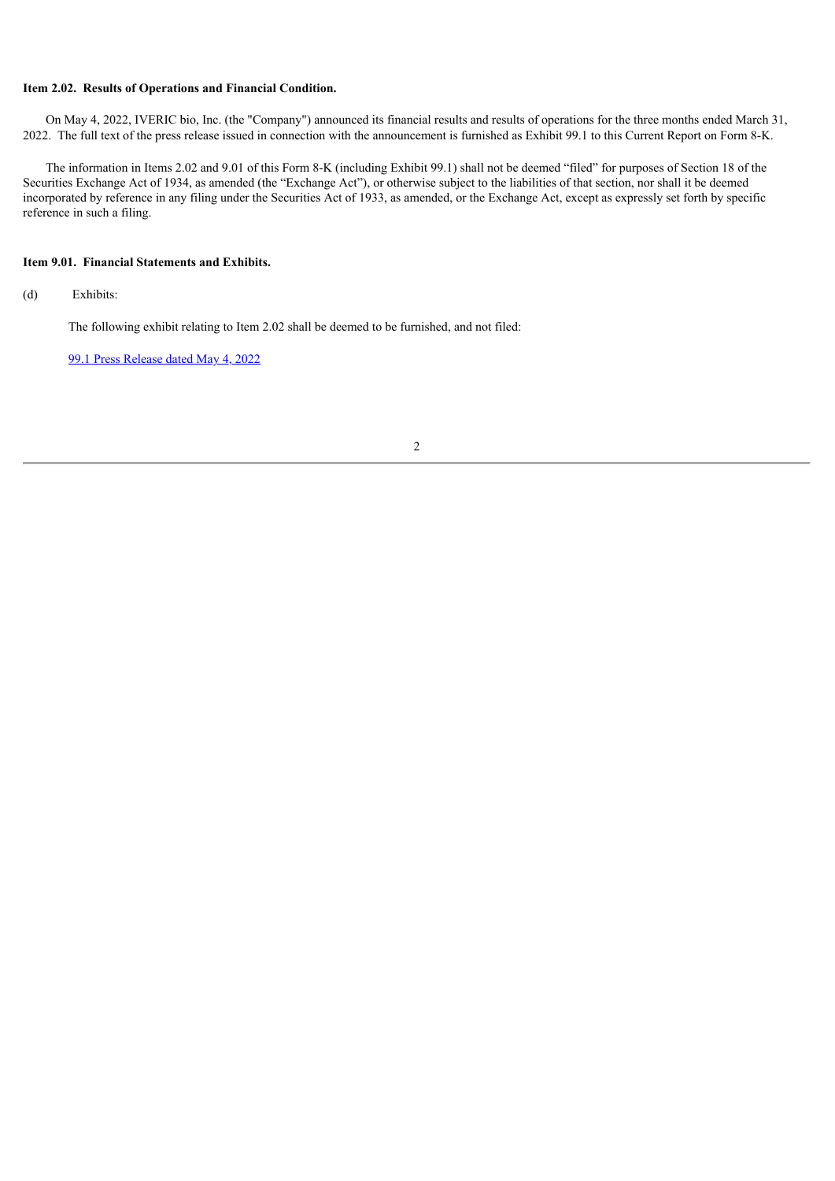**Item 2.02. Results of Operations and Financial Condition.**

On May 4, 2022, IVERIC bio, Inc. (the "Company") announced its financial results and results of operations for the three months ended March 31, 2022. The full text of the press release issued in connection with the announcement is furnished as Exhibit 99.1 to this Current Report on Form 8-K.

The information in Items 2.02 and 9.01 of this Form 8-K (including Exhibit 99.1) shall not be deemed “filed” for purposes of Section 18 of the Securities Exchange Act of 1934, as amended (the “Exchange Act”), or otherwise subject to the liabilities of that section, nor shall it be deemed incorporated by reference in any filing under the Securities Act of 1933, as amended, or the Exchange Act, except as expressly set forth by specific reference in such a filing.

**Item 9.01. Financial Statements and Exhibits.**

(d) Exhibits:

The following exhibit relating to Item 2.02 shall be deemed to be furnished, and not filed:

99.1 Press Release dated May 4, 2022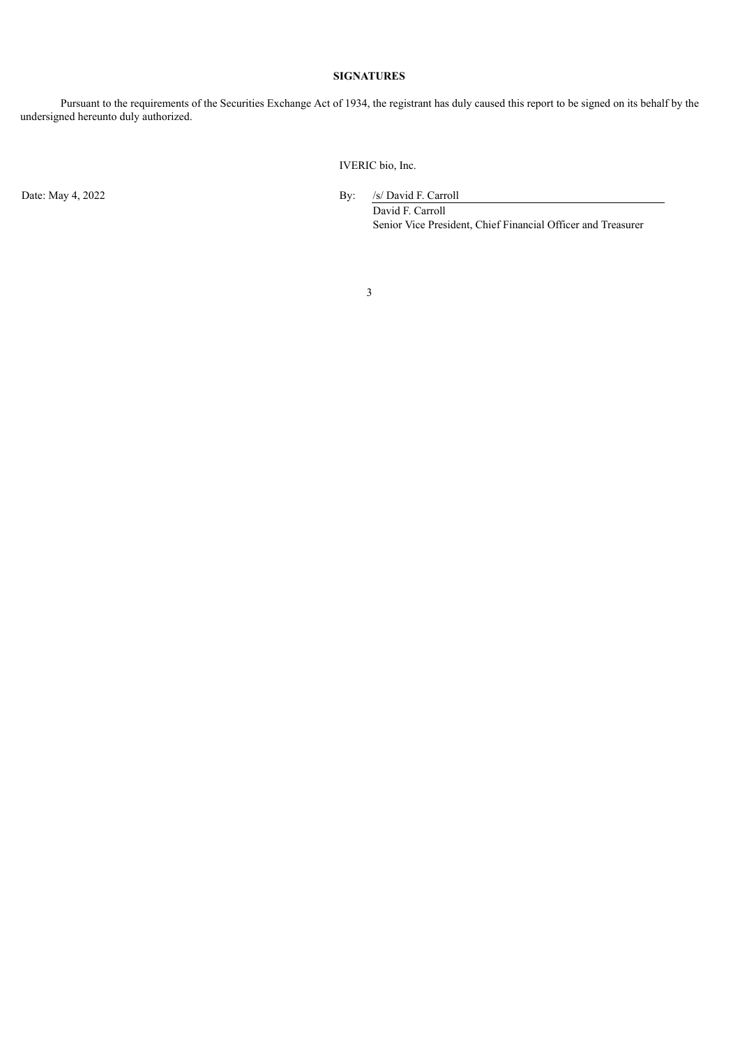**SIGNATURES**

Pursuant to the requirements of the Securities Exchange Act of 1934, the registrant has duly caused this report to be signed on its behalf by the undersigned hereunto duly authorized.

IVERIC bio, Inc.

Date: May 4, 2022

By: /s/ David F. Carroll

David F. Carroll

Senior Vice President, Chief Financial Officer and Treasurer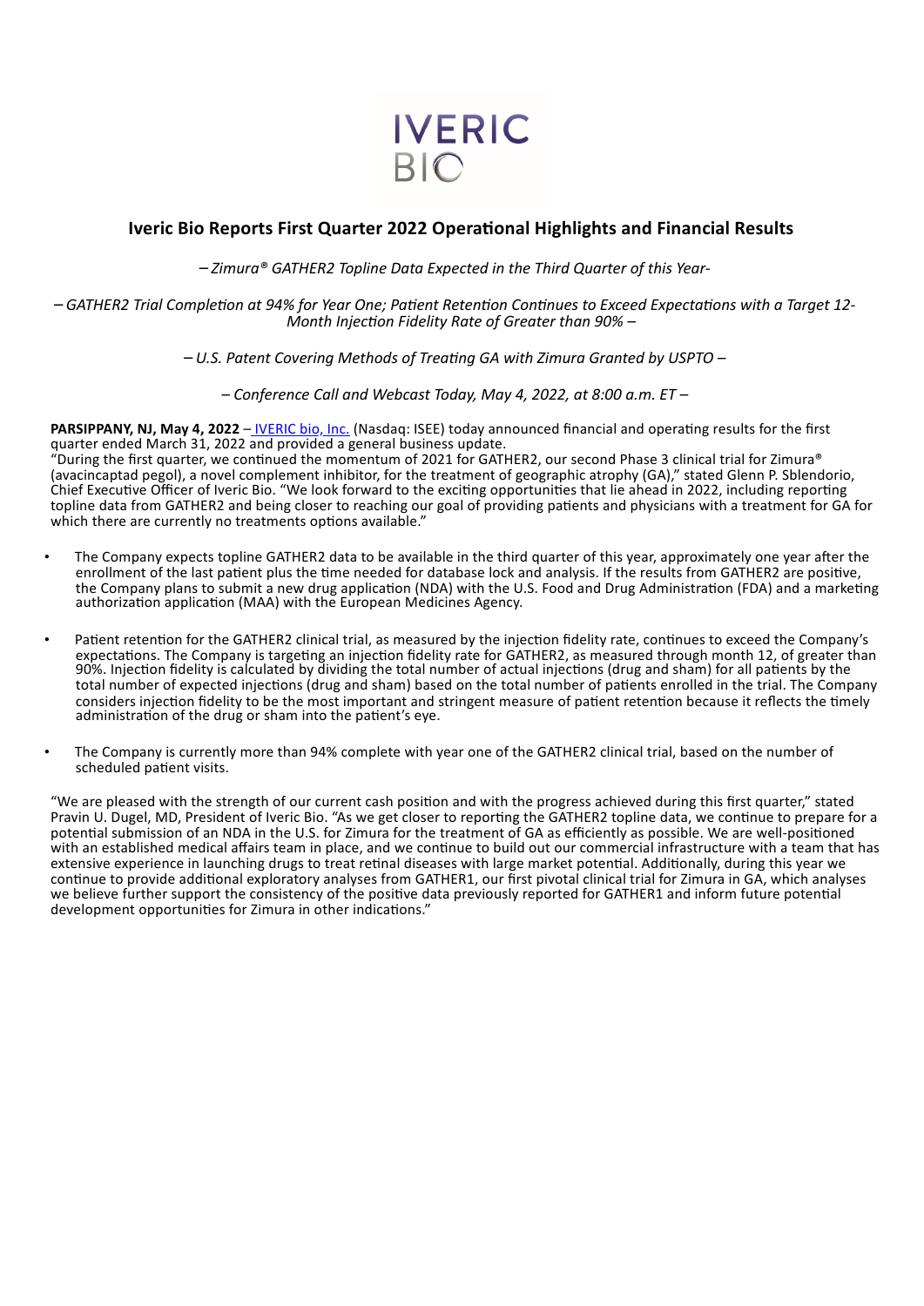IVERIC BIO

## Iveric Bio Reports First Quarter 2022 Operational Highlights and Financial Results

*– Zimura® GATHER2 Topline Data Expected in the Third Quarter of this Year-*

*– GATHER2 Trial Completion at 94% for Year One; Patient Retention Continues to Exceed Expectations with a Target 12-Month Injection Fidelity Rate of Greater than 90% –*

*– U.S. Patent Covering Methods of Treating GA with Zimura Granted by USPTO –*

*– Conference Call and Webcast Today, May 4, 2022, at 8:00 a.m. ET –*

**PARSIPPANY, NJ, May 4, 2022** – IVERIC bio, Inc. (Nasdaq: ISEE) today announced financial and operating results for the first quarter ended March 31, 2022 and provided a general business update.

"During the first quarter, we continued the momentum of 2021 for GATHER2, our second Phase 3 clinical trial for Zimura® (avacincaptad pegol), a novel complement inhibitor, for the treatment of geographic atrophy (GA)," stated Glenn P. Sblendorio, Chief Executive Officer of Iveric Bio. "We look forward to the exciting opportunities that lie ahead in 2022, including reporting topline data from GATHER2 and being closer to reaching our goal of providing patients and physicians with a treatment for GA for which there are currently no treatments options available."

- The Company expects topline GATHER2 data to be available in the third quarter of this year, approximately one year after the enrollment of the last patient plus the time needed for database lock and analysis. If the results from GATHER2 are positive, the Company plans to submit a new drug application (NDA) with the U.S. Food and Drug Administration (FDA) and a marketing authorization application (MAA) with the European Medicines Agency.

- Patient retention for the GATHER2 clinical trial, as measured by the injection fidelity rate, continues to exceed the Company's expectations. The Company is targeting an injection fidelity rate for GATHER2, as measured through month 12, of greater than 90%. Injection fidelity is calculated by dividing the total number of actual injections (drug and sham) for all patients by the total number of expected injections (drug and sham) based on the total number of patients enrolled in the trial. The Company considers injection fidelity to be the most important and stringent measure of patient retention because it reflects the timely administration of the drug or sham into the patient's eye.

- The Company is currently more than 94% complete with year one of the GATHER2 clinical trial, based on the number of scheduled patient visits.

"We are pleased with the strength of our current cash position and with the progress achieved during this first quarter," stated Pravin U. Dugel, MD, President of Iveric Bio. "As we get closer to reporting the GATHER2 topline data, we continue to prepare for a potential submission of an NDA in the U.S. for Zimura for the treatment of GA as efficiently as possible. We are well-positioned with an established medical affairs team in place, and we continue to build out our commercial infrastructure with a team that has extensive experience in launching drugs to treat retinal diseases with large market potential. Additionally, during this year we continue to provide additional exploratory analyses from GATHER1, our first pivotal clinical trial for Zimura in GA, which analyses we believe further support the consistency of the positive data previously reported for GATHER1 and inform future potential development opportunities for Zimura in other indications."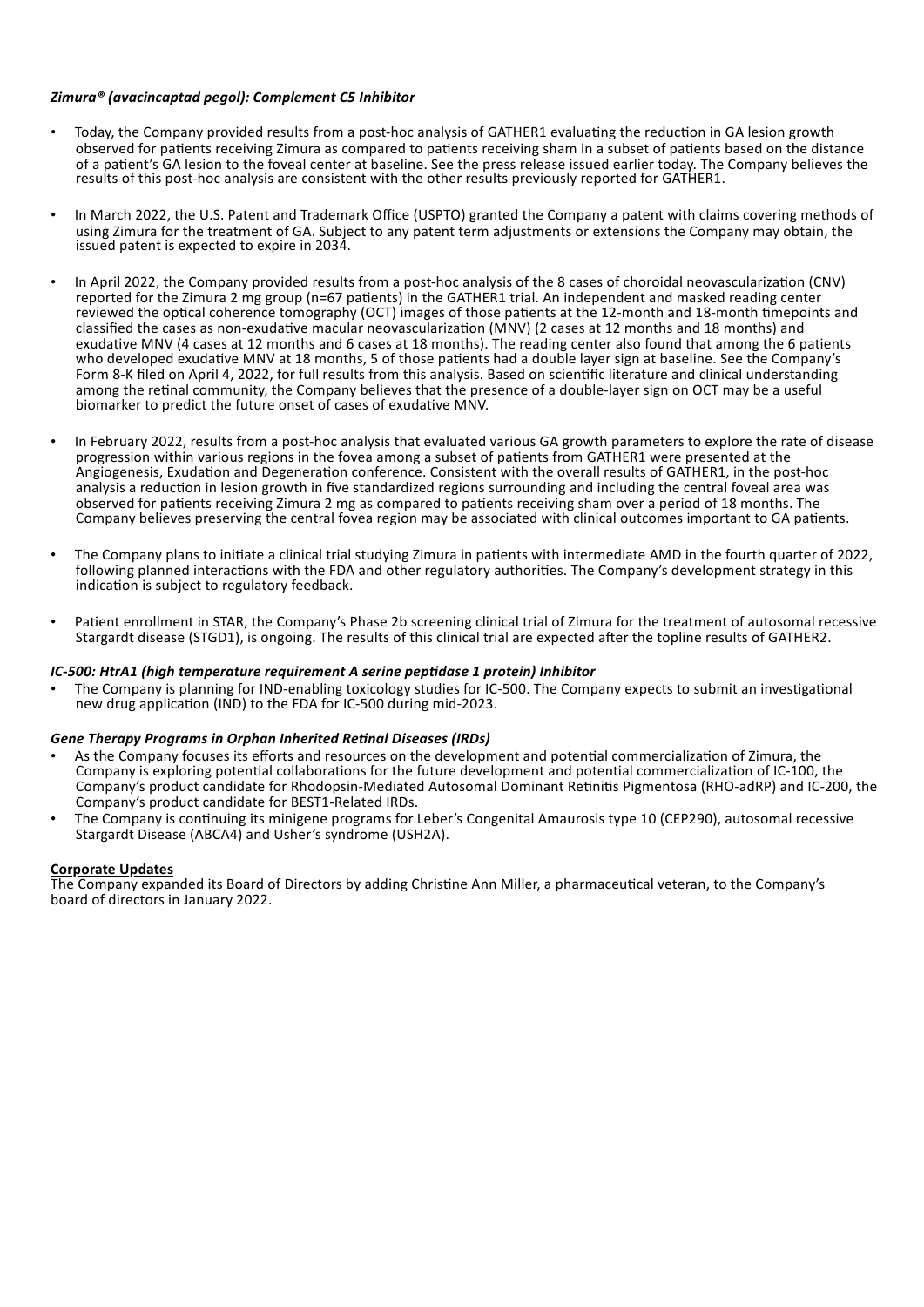***Zimura® (avacincaptad pegol): Complement C5 Inhibitor***

- Today, the Company provided results from a post-hoc analysis of GATHER1 evaluating the reduction in GA lesion growth observed for patients receiving Zimura as compared to patients receiving sham in a subset of patients based on the distance of a patient's GA lesion to the foveal center at baseline. See the press release issued earlier today. The Company believes the results of this post-hoc analysis are consistent with the other results previously reported for GATHER1.

- In March 2022, the U.S. Patent and Trademark Office (USPTO) granted the Company a patent with claims covering methods of using Zimura for the treatment of GA. Subject to any patent term adjustments or extensions the Company may obtain, the issued patent is expected to expire in 2034.

- In April 2022, the Company provided results from a post-hoc analysis of the 8 cases of choroidal neovascularization (CNV) reported for the Zimura 2 mg group (n=67 patients) in the GATHER1 trial. An independent and masked reading center reviewed the optical coherence tomography (OCT) images of those patients at the 12-month and 18-month timepoints and classified the cases as non-exudative macular neovascularization (MNV) (2 cases at 12 months and 18 months) and exudative MNV (4 cases at 12 months and 6 cases at 18 months). The reading center also found that among the 6 patients who developed exudative MNV at 18 months, 5 of those patients had a double layer sign at baseline. See the Company's Form 8-K filed on April 4, 2022, for full results from this analysis. Based on scientific literature and clinical understanding among the retinal community, the Company believes that the presence of a double-layer sign on OCT may be a useful biomarker to predict the future onset of cases of exudative MNV.

- In February 2022, results from a post-hoc analysis that evaluated various GA growth parameters to explore the rate of disease progression within various regions in the fovea among a subset of patients from GATHER1 were presented at the Angiogenesis, Exudation and Degeneration conference. Consistent with the overall results of GATHER1, in the post-hoc analysis a reduction in lesion growth in five standardized regions surrounding and including the central foveal area was observed for patients receiving Zimura 2 mg as compared to patients receiving sham over a period of 18 months. The Company believes preserving the central fovea region may be associated with clinical outcomes important to GA patients.

- The Company plans to initiate a clinical trial studying Zimura in patients with intermediate AMD in the fourth quarter of 2022, following planned interactions with the FDA and other regulatory authorities. The Company's development strategy in this indication is subject to regulatory feedback.

- Patient enrollment in STAR, the Company's Phase 2b screening clinical trial of Zimura for the treatment of autosomal recessive Stargardt disease (STGD1), is ongoing. The results of this clinical trial are expected after the topline results of GATHER2.

***IC-500: HtrA1 (high temperature requirement A serine peptidase 1 protein) Inhibitor***

- The Company is planning for IND-enabling toxicology studies for IC-500. The Company expects to submit an investigational new drug application (IND) to the FDA for IC-500 during mid-2023.

***Gene Therapy Programs in Orphan Inherited Retinal Diseases (IRDs)***

- As the Company focuses its efforts and resources on the development and potential commercialization of Zimura, the Company is exploring potential collaborations for the future development and potential commercialization of IC-100, the Company's product candidate for Rhodopsin-Mediated Autosomal Dominant Retinitis Pigmentosa (RHO-adRP) and IC-200, the Company's product candidate for BEST1-Related IRDs.
- The Company is continuing its minigene programs for Leber's Congenital Amaurosis type 10 (CEP290), autosomal recessive Stargardt Disease (ABCA4) and Usher's syndrome (USH2A).

**Corporate Updates**

The Company expanded its Board of Directors by adding Christine Ann Miller, a pharmaceutical veteran, to the Company's board of directors in January 2022.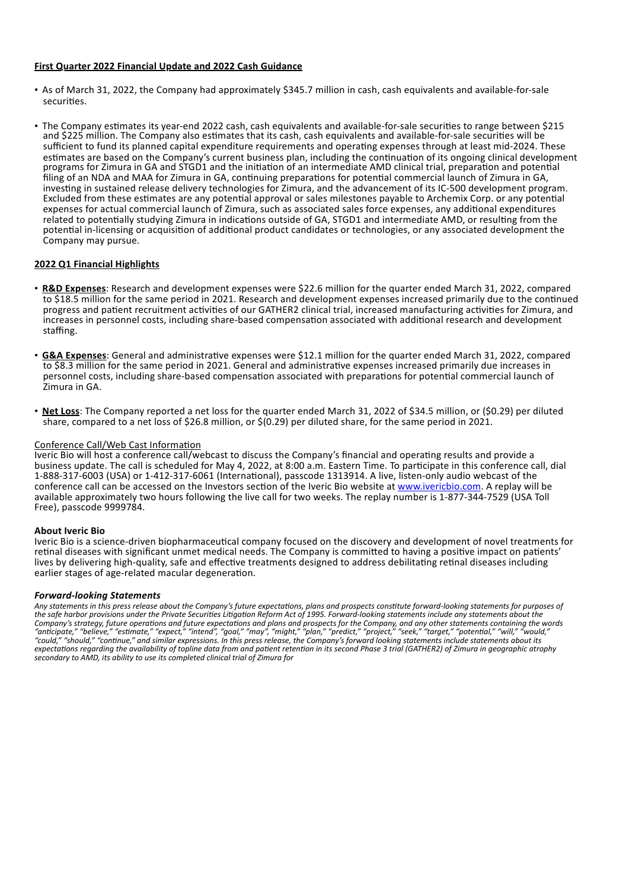**<u>First Quarter 2022 Financial Update and 2022 Cash Guidance</u>**

- As of March 31, 2022, the Company had approximately $345.7 million in cash, cash equivalents and available-for-sale securities.

- The Company estimates its year-end 2022 cash, cash equivalents and available-for-sale securities to range between $215 and $225 million. The Company also estimates that its cash, cash equivalents and available-for-sale securities will be sufficient to fund its planned capital expenditure requirements and operating expenses through at least mid-2024. These estimates are based on the Company's current business plan, including the continuation of its ongoing clinical development programs for Zimura in GA and STGD1 and the initiation of an intermediate AMD clinical trial, preparation and potential filing of an NDA and MAA for Zimura in GA, continuing preparations for potential commercial launch of Zimura in GA, investing in sustained release delivery technologies for Zimura, and the advancement of its IC-500 development program. Excluded from these estimates are any potential approval or sales milestones payable to Archemix Corp. or any potential expenses for actual commercial launch of Zimura, such as associated sales force expenses, any additional expenditures related to potentially studying Zimura in indications outside of GA, STGD1 and intermediate AMD, or resulting from the potential in-licensing or acquisition of additional product candidates or technologies, or any associated development the Company may pursue.

**<u>2022 Q1 Financial Highlights</u>**

- **<u>R&D Expenses</u>**: Research and development expenses were $22.6 million for the quarter ended March 31, 2022, compared to $18.5 million for the same period in 2021. Research and development expenses increased primarily due to the continued progress and patient recruitment activities of our GATHER2 clinical trial, increased manufacturing activities for Zimura, and increases in personnel costs, including share-based compensation associated with additional research and development staffing.

- **<u>G&A Expenses</u>**: General and administrative expenses were $12.1 million for the quarter ended March 31, 2022, compared to $8.3 million for the same period in 2021. General and administrative expenses increased primarily due increases in personnel costs, including share-based compensation associated with preparations for potential commercial launch of Zimura in GA.

- **<u>Net Loss</u>**: The Company reported a net loss for the quarter ended March 31, 2022 of $34.5 million, or ($0.29) per diluted share, compared to a net loss of $26.8 million, or $(0.29) per diluted share, for the same period in 2021.

<u>Conference Call/Web Cast Information</u>
Iveric Bio will host a conference call/webcast to discuss the Company's financial and operating results and provide a business update. The call is scheduled for May 4, 2022, at 8:00 a.m. Eastern Time. To participate in this conference call, dial 1-888-317-6003 (USA) or 1-412-317-6061 (International), passcode 1313914. A live, listen-only audio webcast of the conference call can be accessed on the Investors section of the Iveric Bio website at www.ivericbio.com. A replay will be available approximately two hours following the live call for two weeks. The replay number is 1-877-344-7529 (USA Toll Free), passcode 9999784.

**About Iveric Bio**
Iveric Bio is a science-driven biopharmaceutical company focused on the discovery and development of novel treatments for retinal diseases with significant unmet medical needs. The Company is committed to having a positive impact on patients' lives by delivering high-quality, safe and effective treatments designed to address debilitating retinal diseases including earlier stages of age-related macular degeneration.

***Forward-looking Statements***
*Any statements in this press release about the Company's future expectations, plans and prospects constitute forward-looking statements for purposes of the safe harbor provisions under the Private Securities Litigation Reform Act of 1995. Forward-looking statements include any statements about the Company's strategy, future operations and future expectations and plans and prospects for the Company, and any other statements containing the words "anticipate," "believe," "estimate," "expect," "intend", "goal," "may", "might," "plan," "predict," "project," "seek," "target," "potential," "will," "would," "could," "should," "continue," and similar expressions. In this press release, the Company's forward looking statements include statements about its expectations regarding the availability of topline data from and patient retention in its second Phase 3 trial (GATHER2) of Zimura in geographic atrophy secondary to AMD, its ability to use its completed clinical trial of Zimura for*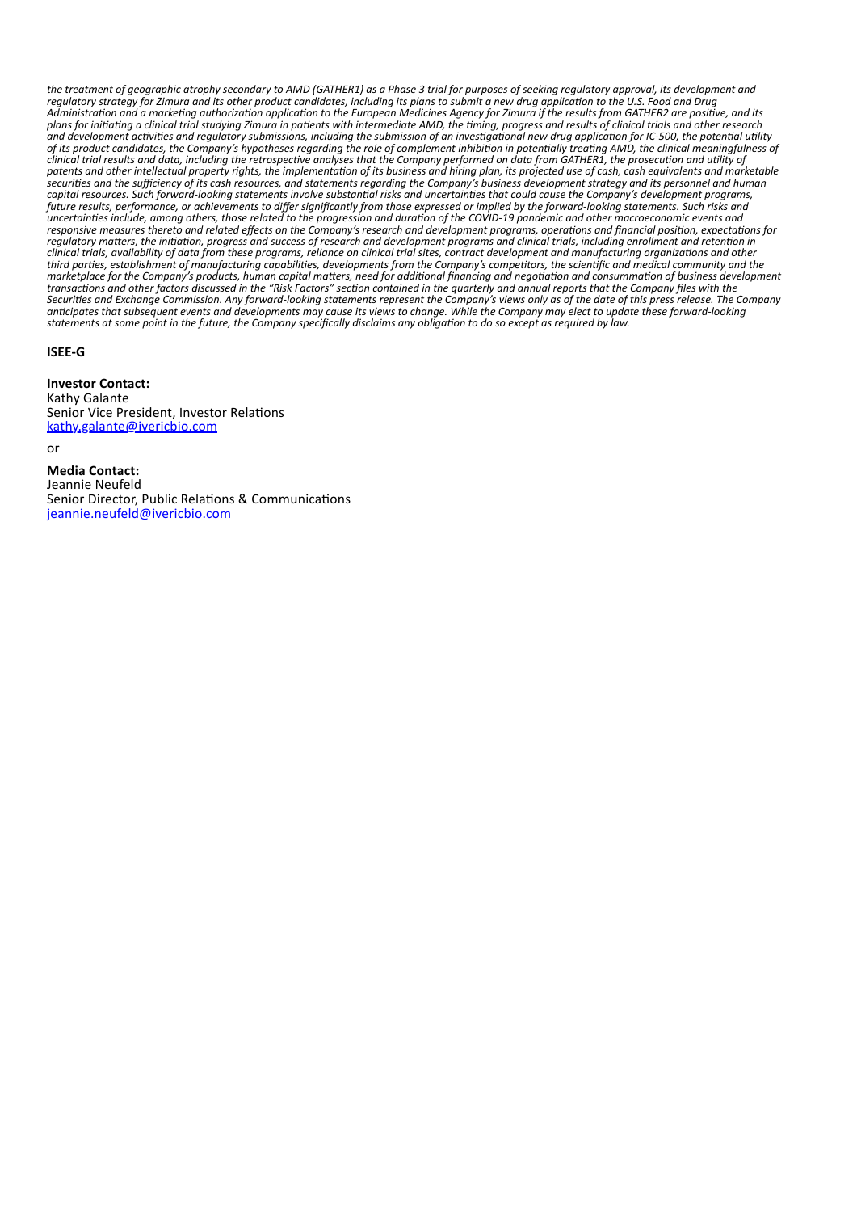*the treatment of geographic atrophy secondary to AMD (GATHER1) as a Phase 3 trial for purposes of seeking regulatory approval, its development and regulatory strategy for Zimura and its other product candidates, including its plans to submit a new drug application to the U.S. Food and Drug Administration and a marketing authorization application to the European Medicines Agency for Zimura if the results from GATHER2 are positive, and its plans for initiating a clinical trial studying Zimura in patients with intermediate AMD, the timing, progress and results of clinical trials and other research and development activities and regulatory submissions, including the submission of an investigational new drug application for IC-500, the potential utility of its product candidates, the Company's hypotheses regarding the role of complement inhibition in potentially treating AMD, the clinical meaningfulness of clinical trial results and data, including the retrospective analyses that the Company performed on data from GATHER1, the prosecution and utility of patents and other intellectual property rights, the implementation of its business and hiring plan, its projected use of cash, cash equivalents and marketable securities and the sufficiency of its cash resources, and statements regarding the Company's business development strategy and its personnel and human capital resources. Such forward-looking statements involve substantial risks and uncertainties that could cause the Company's development programs, future results, performance, or achievements to differ significantly from those expressed or implied by the forward-looking statements. Such risks and uncertainties include, among others, those related to the progression and duration of the COVID-19 pandemic and other macroeconomic events and responsive measures thereto and related effects on the Company's research and development programs, operations and financial position, expectations for regulatory matters, the initiation, progress and success of research and development programs and clinical trials, including enrollment and retention in clinical trials, availability of data from these programs, reliance on clinical trial sites, contract development and manufacturing organizations and other third parties, establishment of manufacturing capabilities, developments from the Company's competitors, the scientific and medical community and the marketplace for the Company's products, human capital matters, need for additional financing and negotiation and consummation of business development transactions and other factors discussed in the "Risk Factors" section contained in the quarterly and annual reports that the Company files with the Securities and Exchange Commission. Any forward-looking statements represent the Company's views only as of the date of this press release. The Company anticipates that subsequent events and developments may cause its views to change. While the Company may elect to update these forward-looking statements at some point in the future, the Company specifically disclaims any obligation to do so except as required by law.*

**ISEE-G**

**Investor Contact:**
Kathy Galante
Senior Vice President, Investor Relations
kathy.galante@ivericbio.com

or

**Media Contact:**
Jeannie Neufeld
Senior Director, Public Relations & Communications
jeannie.neufeld@ivericbio.com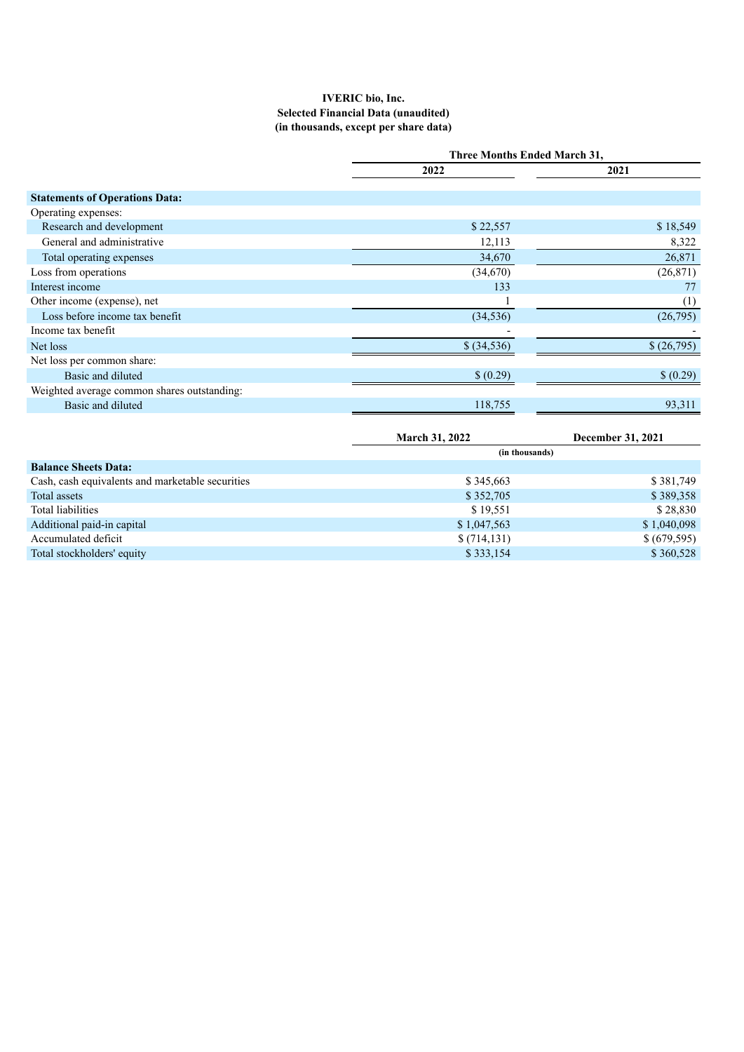**IVERIC bio, Inc.**
**Selected Financial Data (unaudited)**
**(in thousands, except per share data)**

| | Three Months Ended March 31, | |
|---|---|---|
| | 2022 | 2021 |
| **Statements of Operations Data:** | | |
| Operating expenses: | | |
| Research and development | $ 22,557 | $ 18,549 |
| General and administrative | 12,113 | 8,322 |
| Total operating expenses | 34,670 | 26,871 |
| Loss from operations | (34,670) | (26,871) |
| Interest income | 133 | 77 |
| Other income (expense), net | 1 | (1) |
| Loss before income tax benefit | (34,536) | (26,795) |
| Income tax benefit | - | - |
| Net loss | $ (34,536) | $ (26,795) |
| Net loss per common share: | | |
| Basic and diluted | $ (0.29) | $ (0.29) |
| Weighted average common shares outstanding: | | |
| Basic and diluted | 118,755 | 93,311 |

| | March 31, 2022 | December 31, 2021 |
|---|---|---|
| | (in thousands) | |
| **Balance Sheets Data:** | | |
| Cash, cash equivalents and marketable securities | $ 345,663 | $ 381,749 |
| Total assets | $ 352,705 | $ 389,358 |
| Total liabilities | $ 19,551 | $ 28,830 |
| Additional paid-in capital | $ 1,047,563 | $ 1,040,098 |
| Accumulated deficit | $ (714,131) | $ (679,595) |
| Total stockholders' equity | $ 333,154 | $ 360,528 |